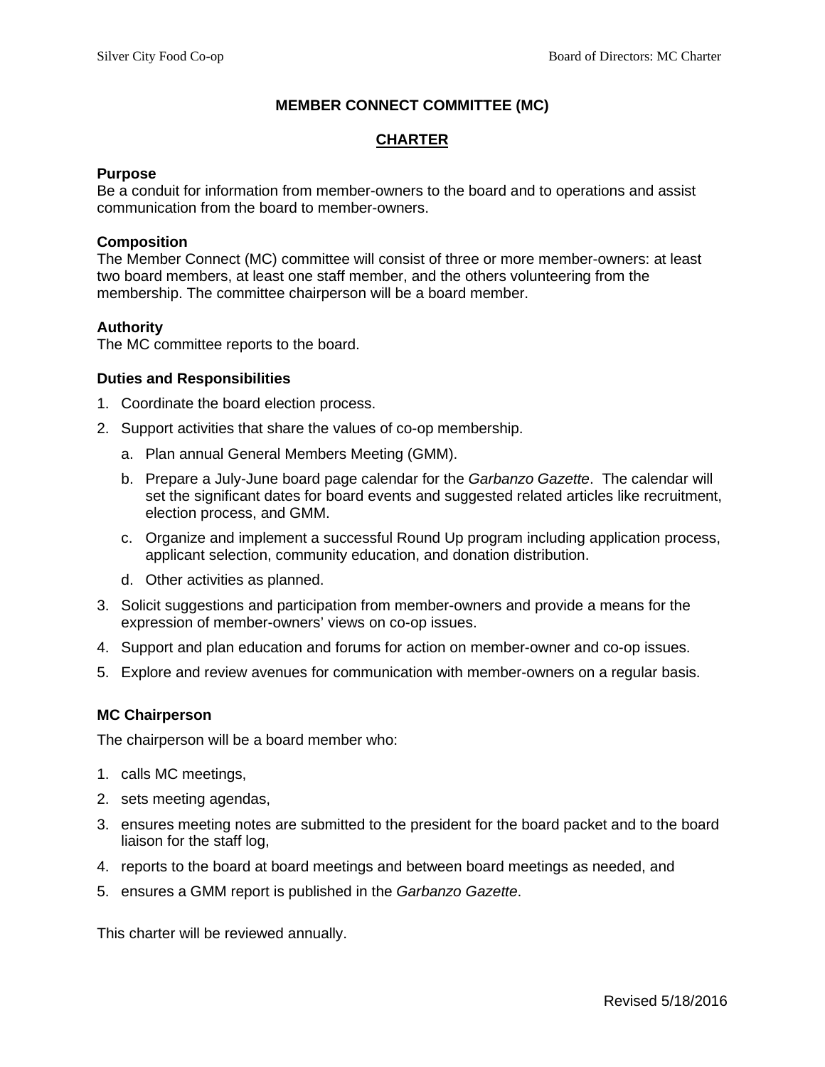# MEMBER CONNECT COMMITTEE (MC)

## CHARTER

### Purpose

Be a conduit for information from member-owners to the board and to operations and assist communication from the board to member-owners.

### Composition

The Member Connect (MC) committee will consist of three or more member-owners: at least two board members, at least one staff member, and the others volunteering from the membership. The committee chairperson will be a board member.

### Authority

The MC committee reports to the board.

### Duties and Responsibilities

1. Coordinate the board election process.
2. Support activities that share the values of co-op membership.
   a. Plan annual General Members Meeting (GMM).
   b. Prepare a July-June board page calendar for the *Garbanzo Gazette*. The calendar will set the significant dates for board events and suggested related articles like recruitment, election process, and GMM.
   c. Organize and implement a successful Round Up program including application process, applicant selection, community education, and donation distribution.
   d. Other activities as planned.
3. Solicit suggestions and participation from member-owners and provide a means for the expression of member-owners' views on co-op issues.
4. Support and plan education and forums for action on member-owner and co-op issues.
5. Explore and review avenues for communication with member-owners on a regular basis.

### MC Chairperson

The chairperson will be a board member who:

1. calls MC meetings,
2. sets meeting agendas,
3. ensures meeting notes are submitted to the president for the board packet and to the board liaison for the staff log,
4. reports to the board at board meetings and between board meetings as needed, and
5. ensures a GMM report is published in the *Garbanzo Gazette*.

This charter will be reviewed annually.

Revised 5/18/2016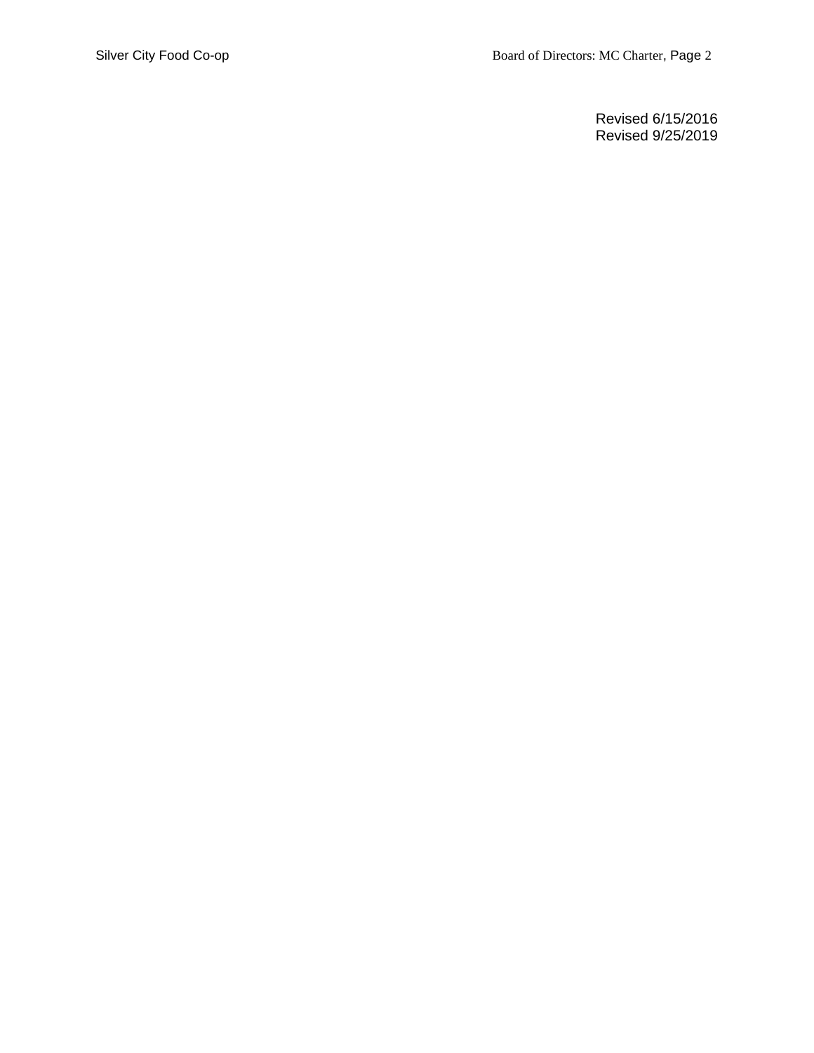Revised 6/15/2016
Revised 9/25/2019